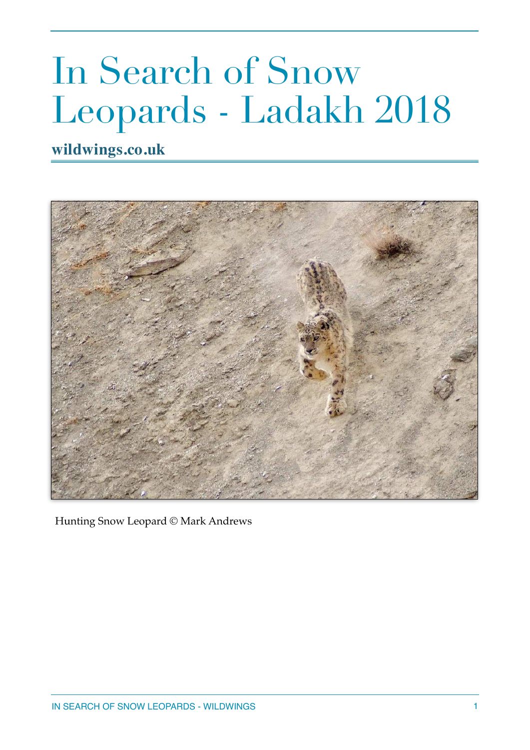# In Search of Snow Leopards - Ladakh 2018

**wildwings.co.uk**

Hunting Snow Leopard © Mark Andrews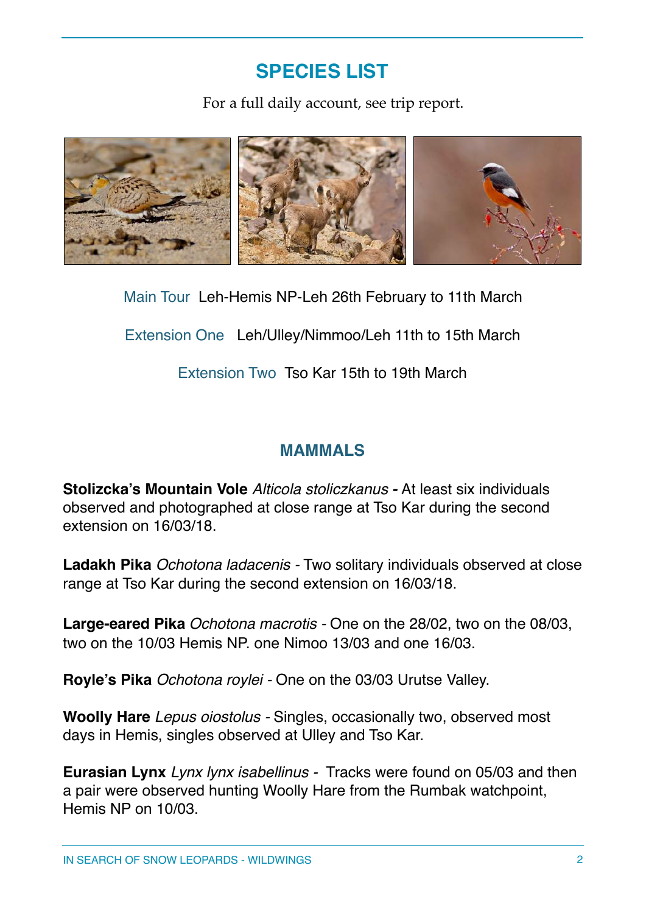## SPECIES LIST

For a full daily account, see trip report.

Main Tour Leh-Hemis NP-Leh 26th February to 11th March

Extension One Leh/Ulley/Nimmoo/Leh 11th to 15th March

Extension Two Tso Kar 15th to 19th March

### MAMMALS

**Stolizcka's Mountain Vole** *Alticola stoliczkanus* **-** At least six individuals observed and photographed at close range at Tso Kar during the second extension on 16/03/18.

**Ladakh Pika** *Ochotona ladacenis* - Two solitary individuals observed at close range at Tso Kar during the second extension on 16/03/18.

**Large-eared Pika** *Ochotona macrotis* - One on the 28/02, two on the 08/03, two on the 10/03 Hemis NP. one Nimoo 13/03 and one 16/03.

**Royle's Pika** *Ochotona roylei* - One on the 03/03 Urutse Valley.

**Woolly Hare** *Lepus oiostolus* - Singles, occasionally two, observed most days in Hemis, singles observed at Ulley and Tso Kar.

**Eurasian Lynx** *Lynx lynx isabellinus* - Tracks were found on 05/03 and then a pair were observed hunting Woolly Hare from the Rumbak watchpoint, Hemis NP on 10/03.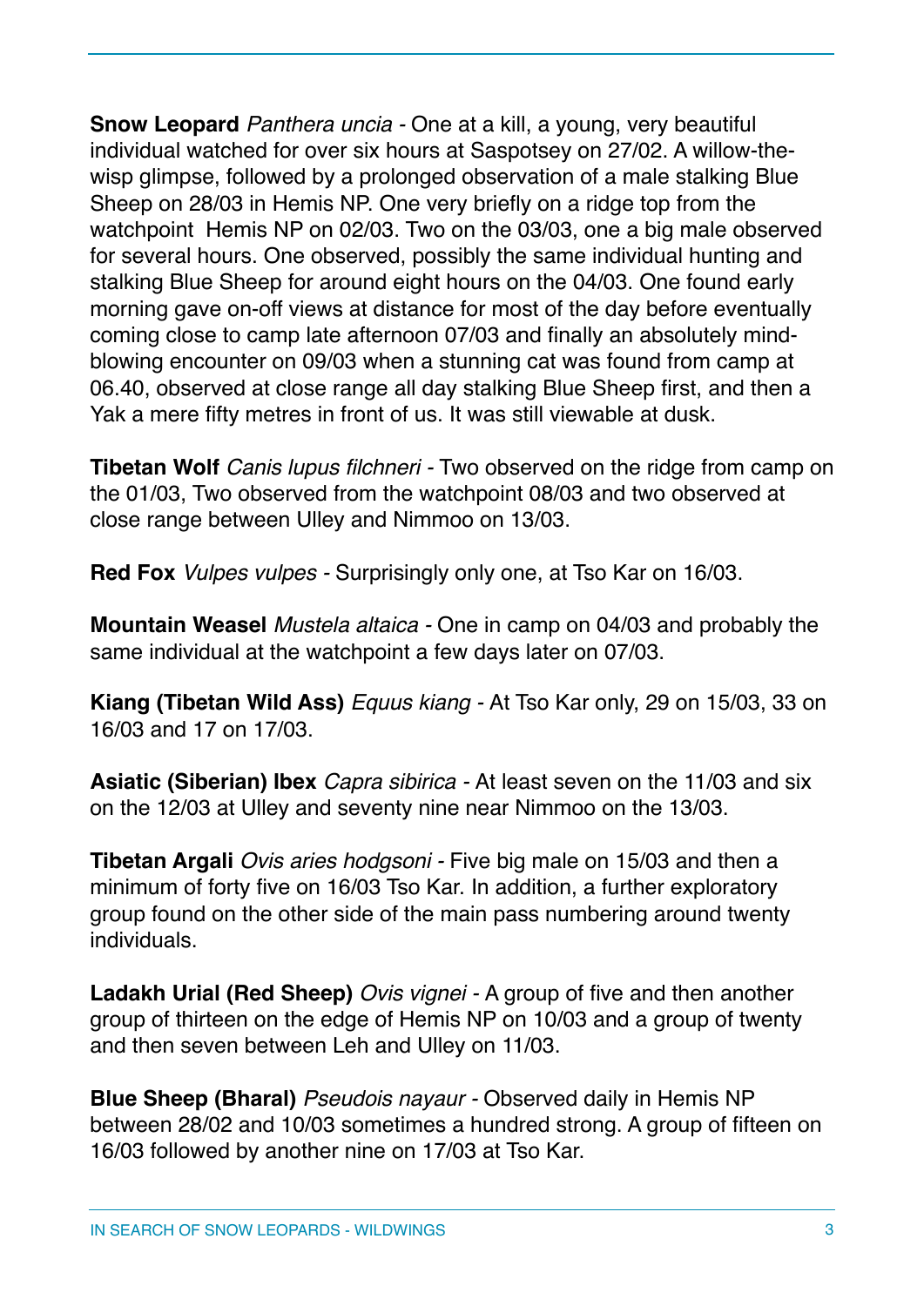**Snow Leopard** *Panthera uncia* - One at a kill, a young, very beautiful individual watched for over six hours at Saspotsey on 27/02. A willow-the-wisp glimpse, followed by a prolonged observation of a male stalking Blue Sheep on 28/03 in Hemis NP. One very briefly on a ridge top from the watchpoint  Hemis NP on 02/03. Two on the 03/03, one a big male observed for several hours. One observed, possibly the same individual hunting and stalking Blue Sheep for around eight hours on the 04/03. One found early morning gave on-off views at distance for most of the day before eventually coming close to camp late afternoon 07/03 and finally an absolutely mind-blowing encounter on 09/03 when a stunning cat was found from camp at 06.40, observed at close range all day stalking Blue Sheep first, and then a Yak a mere fifty metres in front of us. It was still viewable at dusk.

**Tibetan Wolf** *Canis lupus filchneri* - Two observed on the ridge from camp on the 01/03, Two observed from the watchpoint 08/03 and two observed at close range between Ulley and Nimmoo on 13/03.

**Red Fox** *Vulpes vulpes* - Surprisingly only one, at Tso Kar on 16/03.

**Mountain Weasel** *Mustela altaica* - One in camp on 04/03 and probably the same individual at the watchpoint a few days later on 07/03.

**Kiang (Tibetan Wild Ass)** *Equus kiang* - At Tso Kar only, 29 on 15/03, 33 on 16/03 and 17 on 17/03.

**Asiatic (Siberian) Ibex** *Capra sibirica* - At least seven on the 11/03 and six on the 12/03 at Ulley and seventy nine near Nimmoo on the 13/03.

**Tibetan Argali** *Ovis aries hodgsoni* - Five big male on 15/03 and then a minimum of forty five on 16/03 Tso Kar. In addition, a further exploratory group found on the other side of the main pass numbering around twenty individuals.

**Ladakh Urial (Red Sheep)** *Ovis vignei* - A group of five and then another group of thirteen on the edge of Hemis NP on 10/03 and a group of twenty and then seven between Leh and Ulley on 11/03.

**Blue Sheep (Bharal)** *Pseudois nayaur* - Observed daily in Hemis NP between 28/02 and 10/03 sometimes a hundred strong. A group of fifteen on 16/03 followed by another nine on 17/03 at Tso Kar.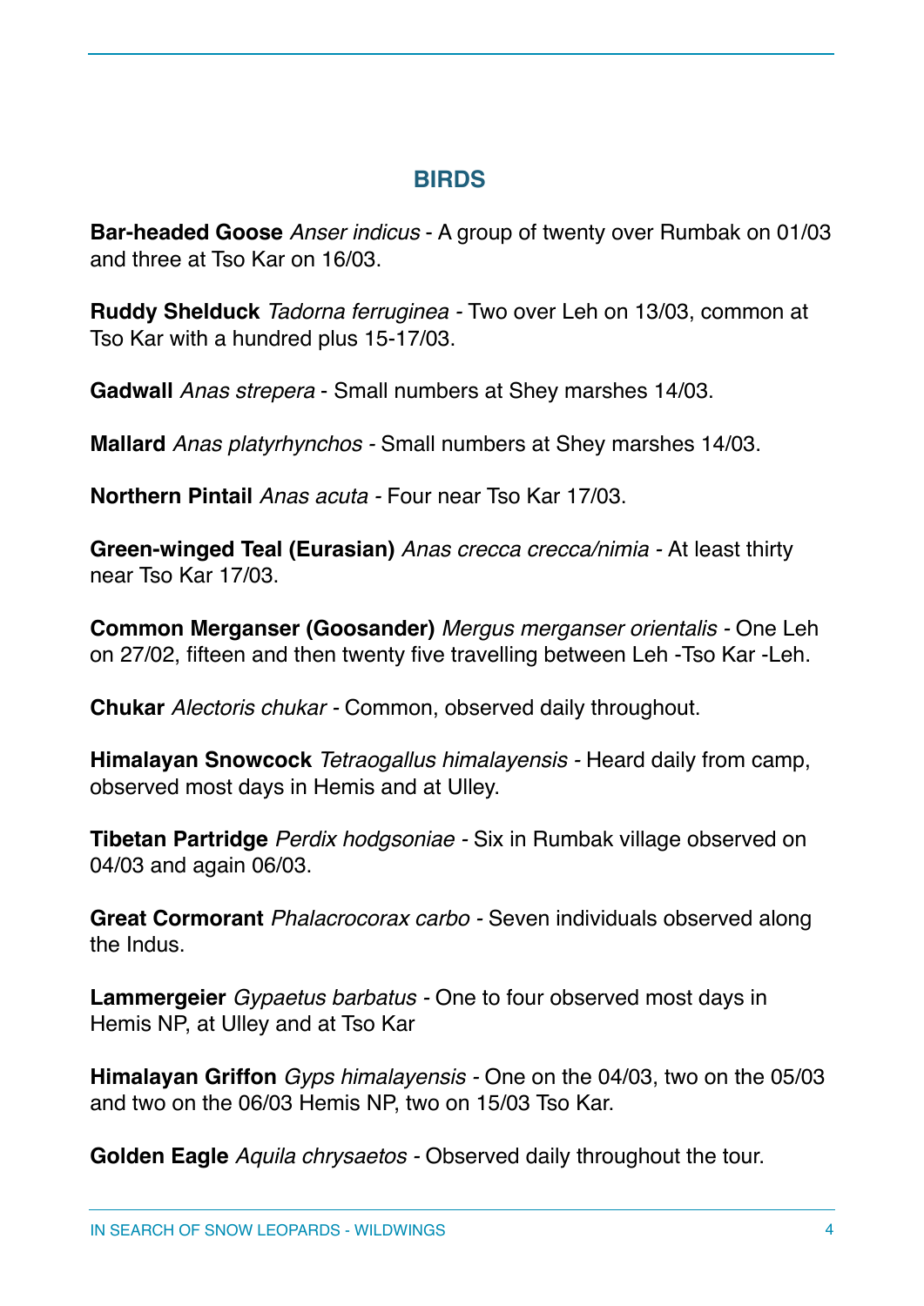## BIRDS

**Bar-headed Goose** *Anser indicus* - A group of twenty over Rumbak on 01/03 and three at Tso Kar on 16/03.

**Ruddy Shelduck** *Tadorna ferruginea* - Two over Leh on 13/03, common at Tso Kar with a hundred plus 15-17/03.

**Gadwall** *Anas strepera* - Small numbers at Shey marshes 14/03.

**Mallard** *Anas platyrhynchos* - Small numbers at Shey marshes 14/03.

**Northern Pintail** *Anas acuta* - Four near Tso Kar 17/03.

**Green-winged Teal (Eurasian)** *Anas crecca crecca/nimia* - At least thirty near Tso Kar 17/03.

**Common Merganser (Goosander)** *Mergus merganser orientalis* - One Leh on 27/02, fifteen and then twenty five travelling between Leh -Tso Kar -Leh.

**Chukar** *Alectoris chukar* - Common, observed daily throughout.

**Himalayan Snowcock** *Tetraogallus himalayensis* - Heard daily from camp, observed most days in Hemis and at Ulley.

**Tibetan Partridge** *Perdix hodgsoniae* - Six in Rumbak village observed on 04/03 and again 06/03.

**Great Cormorant** *Phalacrocorax carbo* - Seven individuals observed along the Indus.

**Lammergeier** *Gypaetus barbatus* - One to four observed most days in Hemis NP, at Ulley and at Tso Kar

**Himalayan Griffon** *Gyps himalayensis* - One on the 04/03, two on the 05/03 and two on the 06/03 Hemis NP, two on 15/03 Tso Kar.

**Golden Eagle** *Aquila chrysaetos* - Observed daily throughout the tour.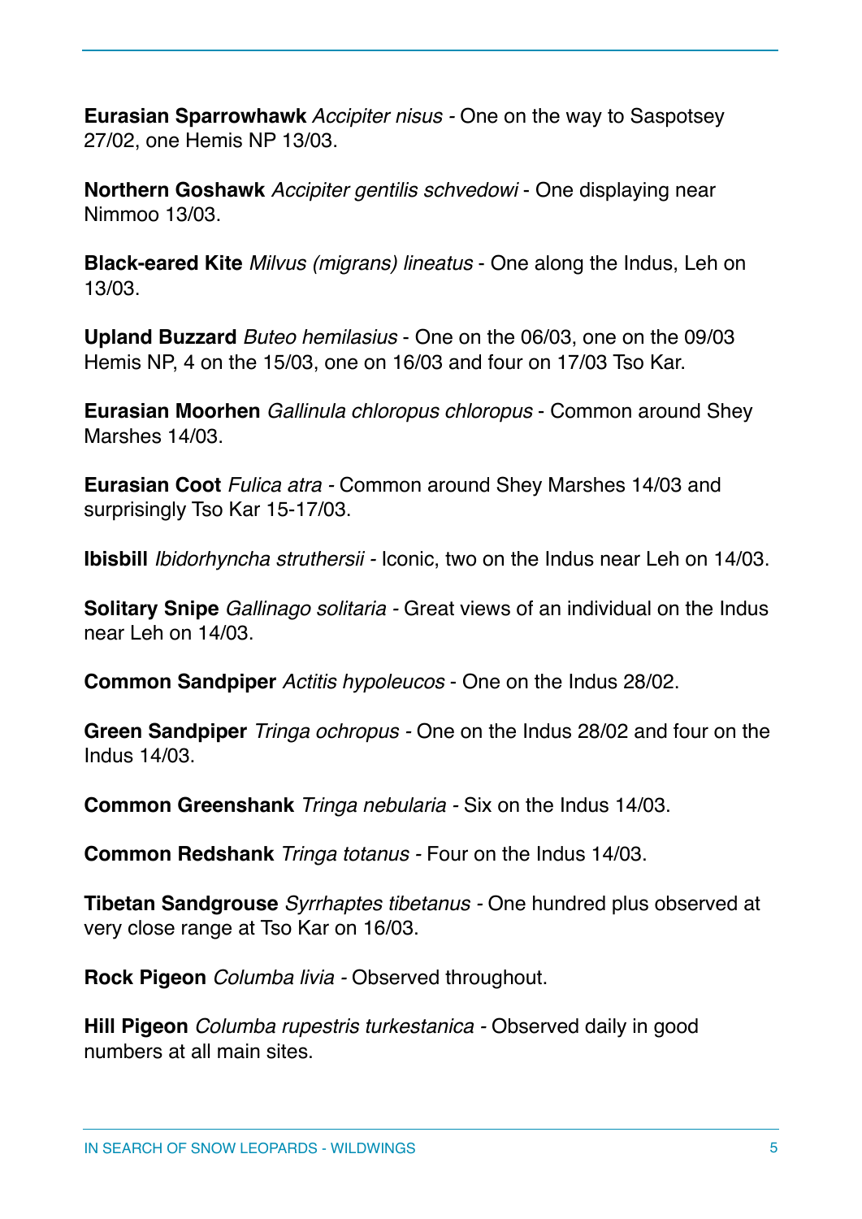**Eurasian Sparrowhawk** *Accipiter nisus* - One on the way to Saspotsey 27/02, one Hemis NP 13/03.

**Northern Goshawk** *Accipiter gentilis schvedowi* - One displaying near Nimmoo 13/03.

**Black-eared Kite** *Milvus (migrans) lineatus* - One along the Indus, Leh on 13/03.

**Upland Buzzard** *Buteo hemilasius* - One on the 06/03, one on the 09/03 Hemis NP, 4 on the 15/03, one on 16/03 and four on 17/03 Tso Kar.

**Eurasian Moorhen** *Gallinula chloropus chloropus* - Common around Shey Marshes 14/03.

**Eurasian Coot** *Fulica atra* - Common around Shey Marshes 14/03 and surprisingly Tso Kar 15-17/03.

**Ibisbill** *Ibidorhyncha struthersii* - Iconic, two on the Indus near Leh on 14/03.

**Solitary Snipe** *Gallinago solitaria* - Great views of an individual on the Indus near Leh on 14/03.

**Common Sandpiper** *Actitis hypoleucos* - One on the Indus 28/02.

**Green Sandpiper** *Tringa ochropus* - One on the Indus 28/02 and four on the Indus 14/03.

**Common Greenshank** *Tringa nebularia* - Six on the Indus 14/03.

**Common Redshank** *Tringa totanus* - Four on the Indus 14/03.

**Tibetan Sandgrouse** *Syrrhaptes tibetanus* - One hundred plus observed at very close range at Tso Kar on 16/03.

**Rock Pigeon** *Columba livia* - Observed throughout.

**Hill Pigeon** *Columba rupestris turkestanica* - Observed daily in good numbers at all main sites.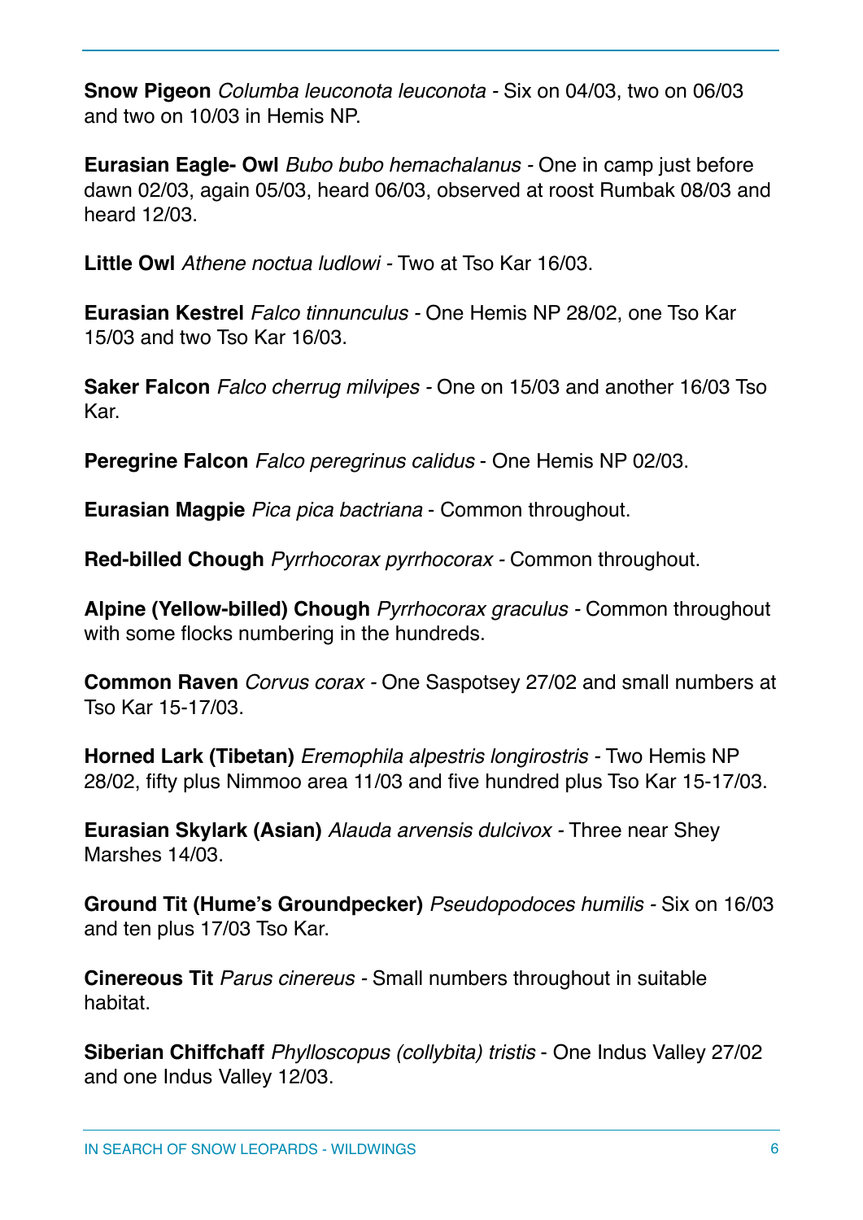**Snow Pigeon** *Columba leuconota leuconota* - Six on 04/03, two on 06/03 and two on 10/03 in Hemis NP.

**Eurasian Eagle- Owl** *Bubo bubo hemachalanus* - One in camp just before dawn 02/03, again 05/03, heard 06/03, observed at roost Rumbak 08/03 and heard 12/03.

**Little Owl** *Athene noctua ludlowi* - Two at Tso Kar 16/03.

**Eurasian Kestrel** *Falco tinnunculus* - One Hemis NP 28/02, one Tso Kar 15/03 and two Tso Kar 16/03.

**Saker Falcon** *Falco cherrug milvipes* - One on 15/03 and another 16/03 Tso Kar.

**Peregrine Falcon** *Falco peregrinus calidus* - One Hemis NP 02/03.

**Eurasian Magpie** *Pica pica bactriana* - Common throughout.

**Red-billed Chough** *Pyrrhocorax pyrrhocorax* - Common throughout.

**Alpine (Yellow-billed) Chough** *Pyrrhocorax graculus* - Common throughout with some flocks numbering in the hundreds.

**Common Raven** *Corvus corax* - One Saspotsey 27/02 and small numbers at Tso Kar 15-17/03.

**Horned Lark (Tibetan)** *Eremophila alpestris longirostris* - Two Hemis NP 28/02, fifty plus Nimmoo area 11/03 and five hundred plus Tso Kar 15-17/03.

**Eurasian Skylark (Asian)** *Alauda arvensis dulcivox* - Three near Shey Marshes 14/03.

**Ground Tit (Hume's Groundpecker)** *Pseudopodoces humilis* - Six on 16/03 and ten plus 17/03 Tso Kar.

**Cinereous Tit** *Parus cinereus* - Small numbers throughout in suitable habitat.

**Siberian Chiffchaff** *Phylloscopus (collybita) tristis* - One Indus Valley 27/02 and one Indus Valley 12/03.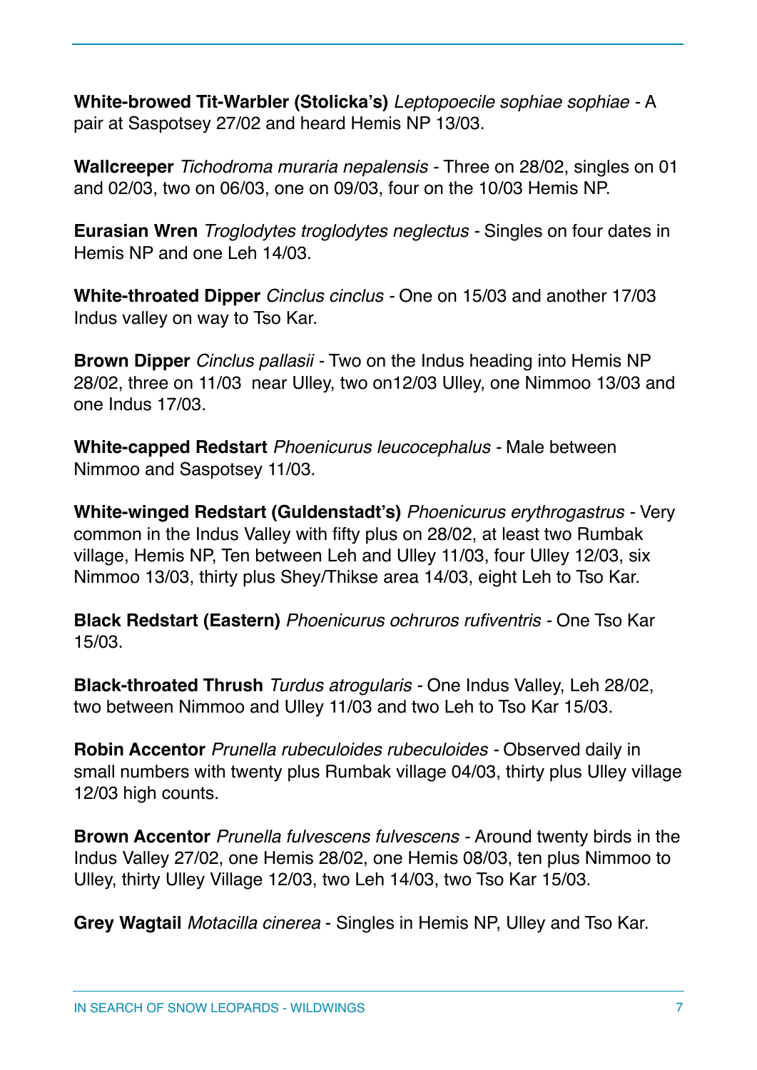**White-browed Tit-Warbler (Stolicka's)** *Leptopoecile sophiae sophiae* - A pair at Saspotsey 27/02 and heard Hemis NP 13/03.

**Wallcreeper** *Tichodroma muraria nepalensis* - Three on 28/02, singles on 01 and 02/03, two on 06/03, one on 09/03, four on the 10/03 Hemis NP.

**Eurasian Wren** *Troglodytes troglodytes neglectus* - Singles on four dates in Hemis NP and one Leh 14/03.

**White-throated Dipper** *Cinclus cinclus* - One on 15/03 and another 17/03 Indus valley on way to Tso Kar.

**Brown Dipper** *Cinclus pallasii* - Two on the Indus heading into Hemis NP 28/02, three on 11/03 near Ulley, two on12/03 Ulley, one Nimmoo 13/03 and one Indus 17/03.

**White-capped Redstart** *Phoenicurus leucocephalus* - Male between Nimmoo and Saspotsey 11/03.

**White-winged Redstart (Guldenstadt's)** *Phoenicurus erythrogastrus* - Very common in the Indus Valley with fifty plus on 28/02, at least two Rumbak village, Hemis NP, Ten between Leh and Ulley 11/03, four Ulley 12/03, six Nimmoo 13/03, thirty plus Shey/Thikse area 14/03, eight Leh to Tso Kar.

**Black Redstart (Eastern)** *Phoenicurus ochruros rufiventris* - One Tso Kar 15/03.

**Black-throated Thrush** *Turdus atrogularis* - One Indus Valley, Leh 28/02, two between Nimmoo and Ulley 11/03 and two Leh to Tso Kar 15/03.

**Robin Accentor** *Prunella rubeculoides rubeculoides* - Observed daily in small numbers with twenty plus Rumbak village 04/03, thirty plus Ulley village 12/03 high counts.

**Brown Accentor** *Prunella fulvescens fulvescens* - Around twenty birds in the Indus Valley 27/02, one Hemis 28/02, one Hemis 08/03, ten plus Nimmoo to Ulley, thirty Ulley Village 12/03, two Leh 14/03, two Tso Kar 15/03.

**Grey Wagtail** *Motacilla cinerea* - Singles in Hemis NP, Ulley and Tso Kar.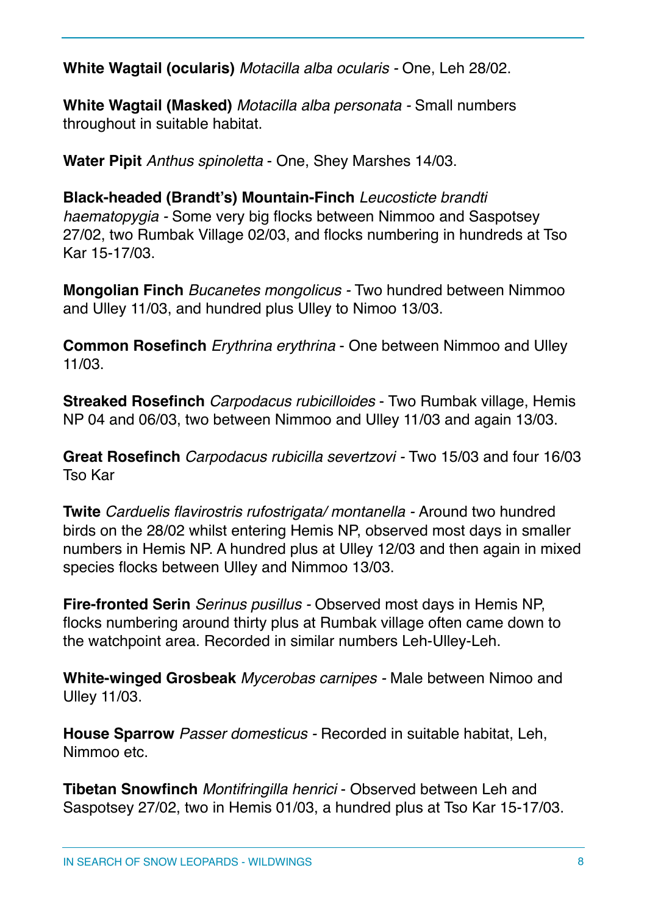**White Wagtail (ocularis)** *Motacilla alba ocularis* - One, Leh 28/02.

**White Wagtail (Masked)** *Motacilla alba personata* - Small numbers throughout in suitable habitat.

**Water Pipit** *Anthus spinoletta* - One, Shey Marshes 14/03.

**Black-headed (Brandt's) Mountain-Finch** *Leucosticte brandti haematopygia* - Some very big flocks between Nimmoo and Saspotsey 27/02, two Rumbak Village 02/03, and flocks numbering in hundreds at Tso Kar 15-17/03.

**Mongolian Finch** *Bucanetes mongolicus* - Two hundred between Nimmoo and Ulley 11/03, and hundred plus Ulley to Nimoo 13/03.

**Common Rosefinch** *Erythrina erythrina* - One between Nimmoo and Ulley 11/03.

**Streaked Rosefinch** *Carpodacus rubicilloides* - Two Rumbak village, Hemis NP 04 and 06/03, two between Nimmoo and Ulley 11/03 and again 13/03.

**Great Rosefinch** *Carpodacus rubicilla severtzovi* - Two 15/03 and four 16/03 Tso Kar

**Twite** *Carduelis flavirostris rufostrigata/ montanella* - Around two hundred birds on the 28/02 whilst entering Hemis NP, observed most days in smaller numbers in Hemis NP. A hundred plus at Ulley 12/03 and then again in mixed species flocks between Ulley and Nimmoo 13/03.

**Fire-fronted Serin** *Serinus pusillus* - Observed most days in Hemis NP, flocks numbering around thirty plus at Rumbak village often came down to the watchpoint area. Recorded in similar numbers Leh-Ulley-Leh.

**White-winged Grosbeak** *Mycerobas carnipes* - Male between Nimoo and Ulley 11/03.

**House Sparrow** *Passer domesticus* - Recorded in suitable habitat, Leh, Nimmoo etc.

**Tibetan Snowfinch** *Montifringilla henrici* - Observed between Leh and Saspotsey 27/02, two in Hemis 01/03, a hundred plus at Tso Kar 15-17/03.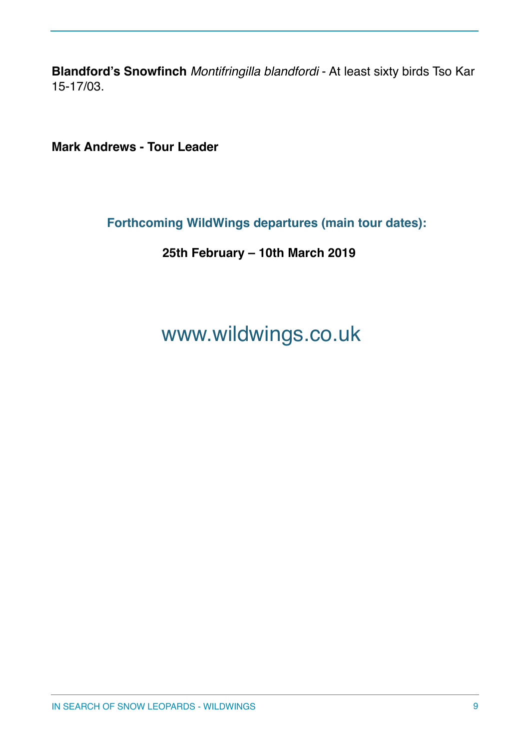**Blandford's Snowfinch** *Montifringilla blandfordi* - At least sixty birds Tso Kar 15-17/03.

**Mark Andrews - Tour Leader**

**Forthcoming WildWings departures (main tour dates):**

**25th February – 10th March 2019**

www.wildwings.co.uk